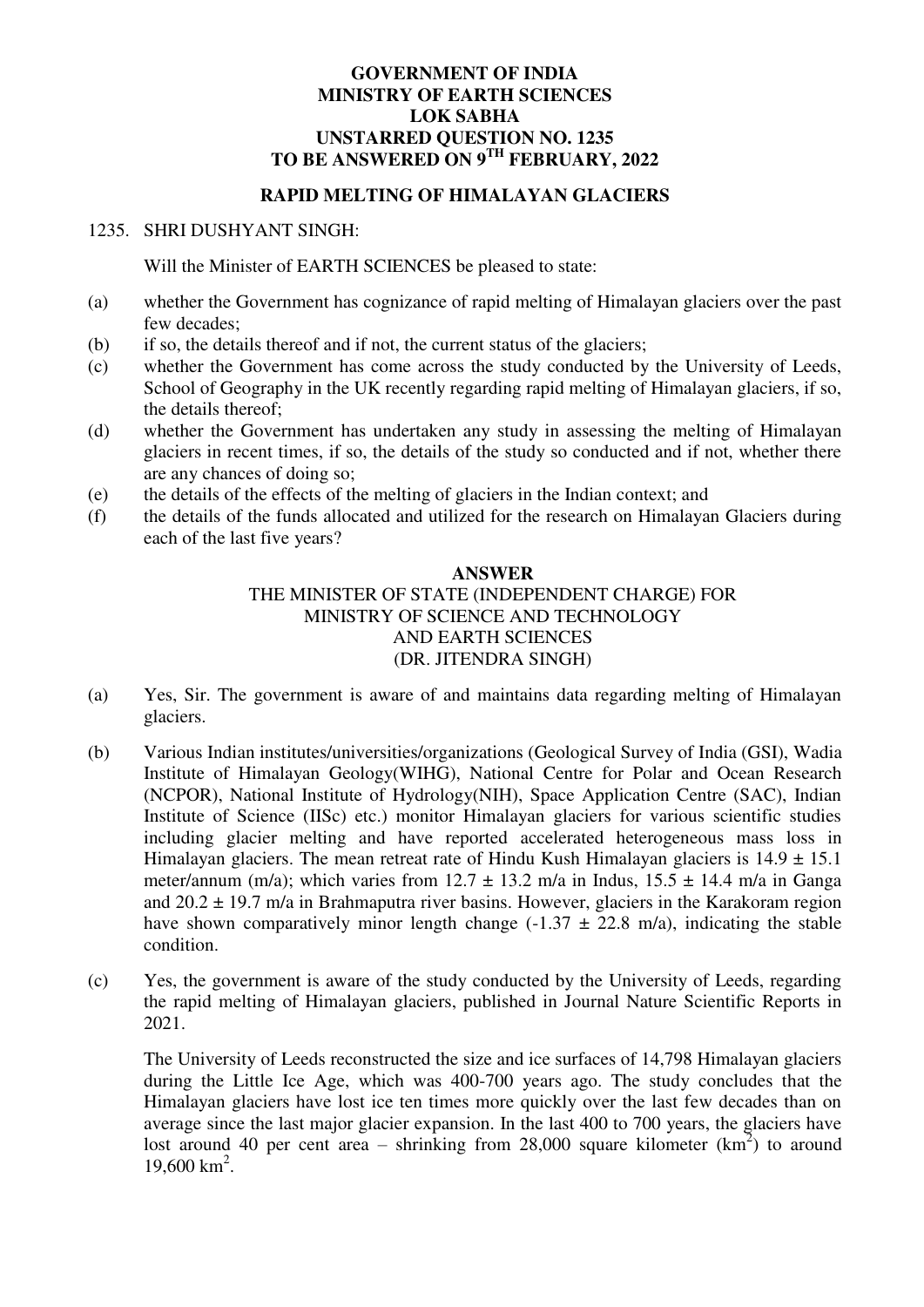**GOVERNMENT OF INDIA**
**MINISTRY OF EARTH SCIENCES**
**LOK SABHA**
**UNSTARRED QUESTION NO. 1235**
**TO BE ANSWERED ON 9TH FEBRUARY, 2022**

**RAPID MELTING OF HIMALAYAN GLACIERS**

1235. SHRI DUSHYANT SINGH:

Will the Minister of EARTH SCIENCES be pleased to state:

(a) whether the Government has cognizance of rapid melting of Himalayan glaciers over the past few decades;
(b) if so, the details thereof and if not, the current status of the glaciers;
(c) whether the Government has come across the study conducted by the University of Leeds, School of Geography in the UK recently regarding rapid melting of Himalayan glaciers, if so, the details thereof;
(d) whether the Government has undertaken any study in assessing the melting of Himalayan glaciers in recent times, if so, the details of the study so conducted and if not, whether there are any chances of doing so;
(e) the details of the effects of the melting of glaciers in the Indian context; and
(f) the details of the funds allocated and utilized for the research on Himalayan Glaciers during each of the last five years?

**ANSWER**
THE MINISTER OF STATE (INDEPENDENT CHARGE) FOR
MINISTRY OF SCIENCE AND TECHNOLOGY
AND EARTH SCIENCES
(DR. JITENDRA SINGH)

(a) Yes, Sir. The government is aware of and maintains data regarding melting of Himalayan glaciers.

(b) Various Indian institutes/universities/organizations (Geological Survey of India (GSI), Wadia Institute of Himalayan Geology(WIHG), National Centre for Polar and Ocean Research (NCPOR), National Institute of Hydrology(NIH), Space Application Centre (SAC), Indian Institute of Science (IISc) etc.) monitor Himalayan glaciers for various scientific studies including glacier melting and have reported accelerated heterogeneous mass loss in Himalayan glaciers. The mean retreat rate of Hindu Kush Himalayan glaciers is $14.9 \pm 15.1$ meter/annum (m/a); which varies from $12.7 \pm 13.2$ m/a in Indus, $15.5 \pm 14.4$ m/a in Ganga and $20.2 \pm 19.7$ m/a in Brahmaputra river basins. However, glaciers in the Karakoram region have shown comparatively minor length change ($-1.37 \pm 22.8$ m/a), indicating the stable condition.

(c) Yes, the government is aware of the study conducted by the University of Leeds, regarding the rapid melting of Himalayan glaciers, published in Journal Nature Scientific Reports in 2021.

The University of Leeds reconstructed the size and ice surfaces of 14,798 Himalayan glaciers during the Little Ice Age, which was 400-700 years ago. The study concludes that the Himalayan glaciers have lost ice ten times more quickly over the last few decades than on average since the last major glacier expansion. In the last 400 to 700 years, the glaciers have lost around 40 per cent area – shrinking from 28,000 square kilometer ($km^2$) to around 19,600 $km^2$.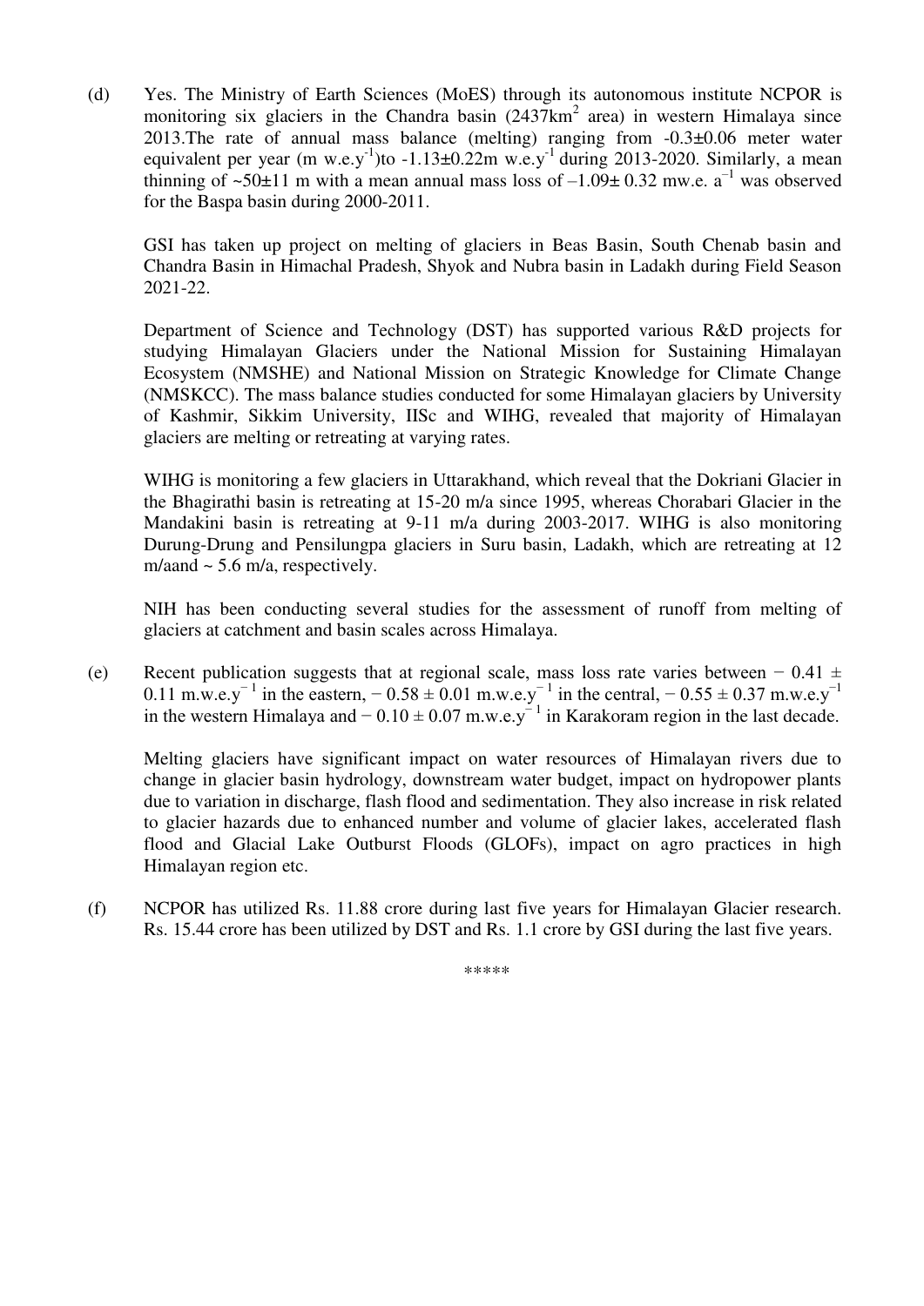(d) Yes. The Ministry of Earth Sciences (MoES) through its autonomous institute NCPOR is monitoring six glaciers in the Chandra basin (2437km$^2$ area) in western Himalaya since 2013.The rate of annual mass balance (melting) ranging from -0.3±0.06 meter water equivalent per year (m w.e.y$^{-1}$)to -1.13±0.22m w.e.y$^{-1}$ during 2013-2020. Similarly, a mean thinning of ~50±11 m with a mean annual mass loss of –1.09± 0.32 mw.e. a$^{–1}$ was observed for the Baspa basin during 2000-2011.

GSI has taken up project on melting of glaciers in Beas Basin, South Chenab basin and Chandra Basin in Himachal Pradesh, Shyok and Nubra basin in Ladakh during Field Season 2021-22.

Department of Science and Technology (DST) has supported various R&D projects for studying Himalayan Glaciers under the National Mission for Sustaining Himalayan Ecosystem (NMSHE) and National Mission on Strategic Knowledge for Climate Change (NMSKCC). The mass balance studies conducted for some Himalayan glaciers by University of Kashmir, Sikkim University, IISc and WIHG, revealed that majority of Himalayan glaciers are melting or retreating at varying rates.

WIHG is monitoring a few glaciers in Uttarakhand, which reveal that the Dokriani Glacier in the Bhagirathi basin is retreating at 15-20 m/a since 1995, whereas Chorabari Glacier in the Mandakini basin is retreating at 9-11 m/a during 2003-2017. WIHG is also monitoring Durung-Drung and Pensilungpa glaciers in Suru basin, Ladakh, which are retreating at 12 m/aand ~ 5.6 m/a, respectively.

NIH has been conducting several studies for the assessment of runoff from melting of glaciers at catchment and basin scales across Himalaya.

(e) Recent publication suggests that at regional scale, mass loss rate varies between − 0.41 ± 0.11 m.w.e.y$^{−1}$ in the eastern, − 0.58 ± 0.01 m.w.e.y$^{−1}$ in the central, − 0.55 ± 0.37 m.w.e.y$^{−1}$ in the western Himalaya and − 0.10 ± 0.07 m.w.e.y$^{−1}$ in Karakoram region in the last decade.

Melting glaciers have significant impact on water resources of Himalayan rivers due to change in glacier basin hydrology, downstream water budget, impact on hydropower plants due to variation in discharge, flash flood and sedimentation. They also increase in risk related to glacier hazards due to enhanced number and volume of glacier lakes, accelerated flash flood and Glacial Lake Outburst Floods (GLOFs), impact on agro practices in high Himalayan region etc.

(f) NCPOR has utilized Rs. 11.88 crore during last five years for Himalayan Glacier research. Rs. 15.44 crore has been utilized by DST and Rs. 1.1 crore by GSI during the last five years.

*****